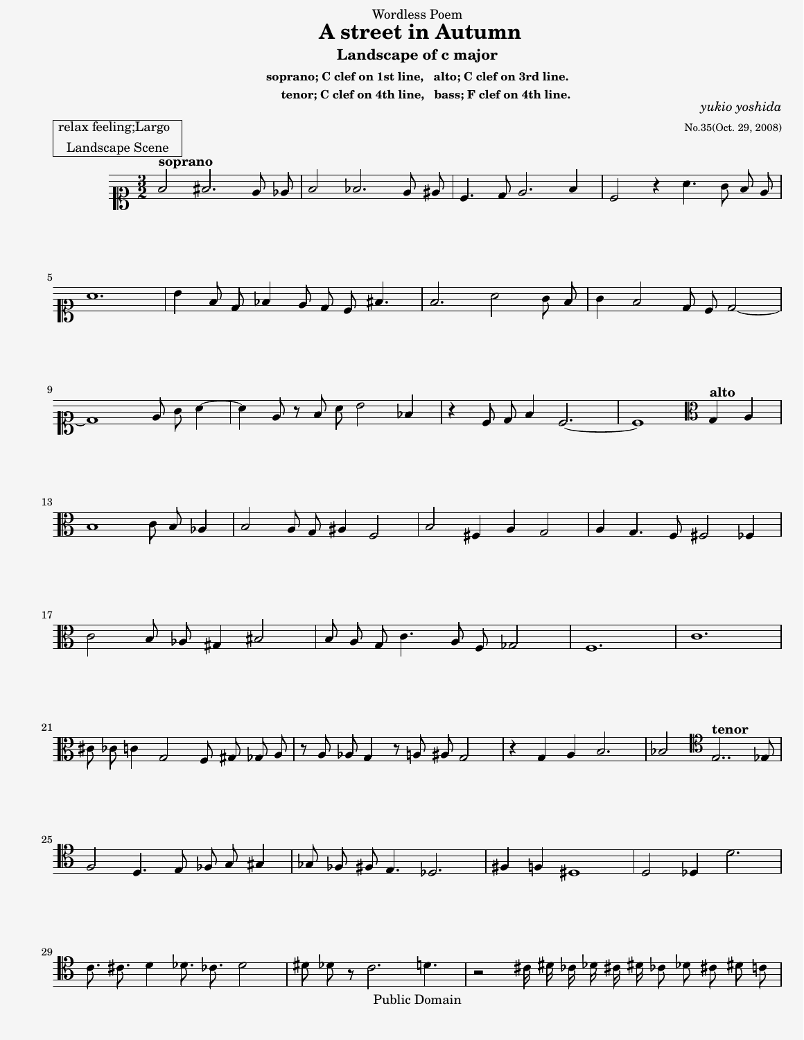Wordless Poem

# A street in Autumn

## Landscape of c major

**soprano; C clef on 1st line, alto; C clef on 3rd line.**
**tenor; C clef on 4th line, bass; F clef on 4th line.**

*yukio yoshida*

No.35(Oct. 29, 2008)

relax feeling;Largo
Landscape Scene

**soprano**

**alto**

**tenor**

Public Domain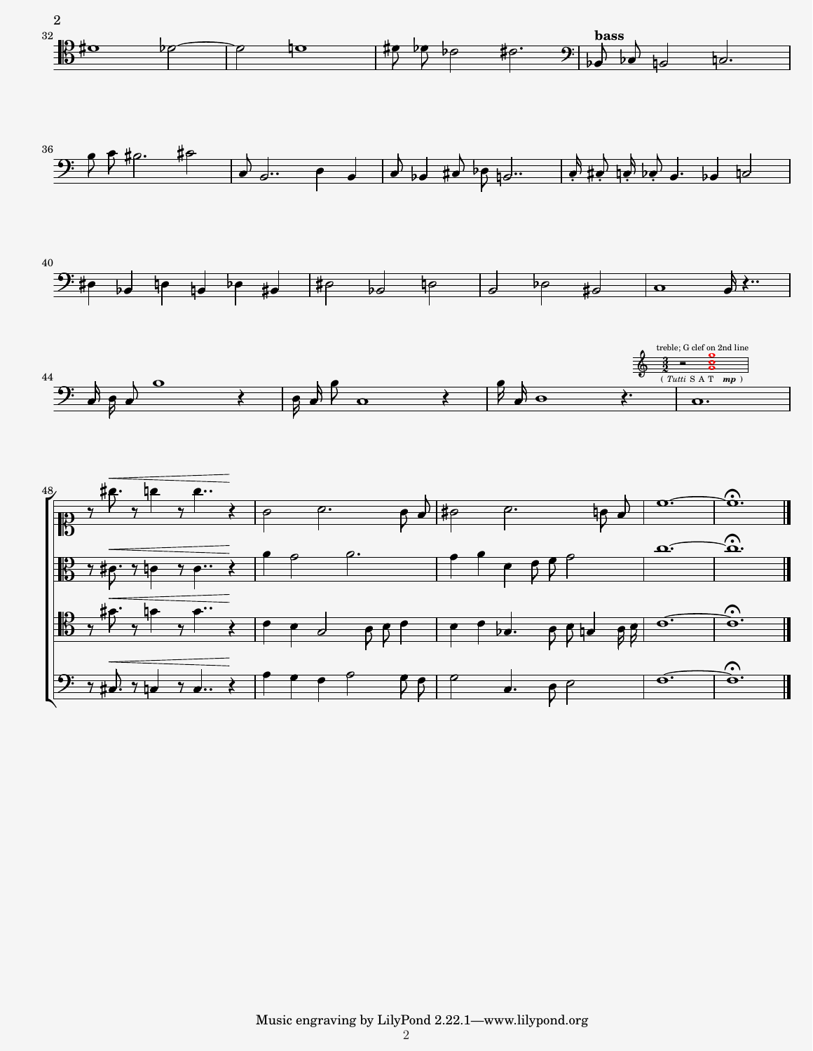bass

treble; G clef on 2nd line

( *Tutti* S A T *mp* )